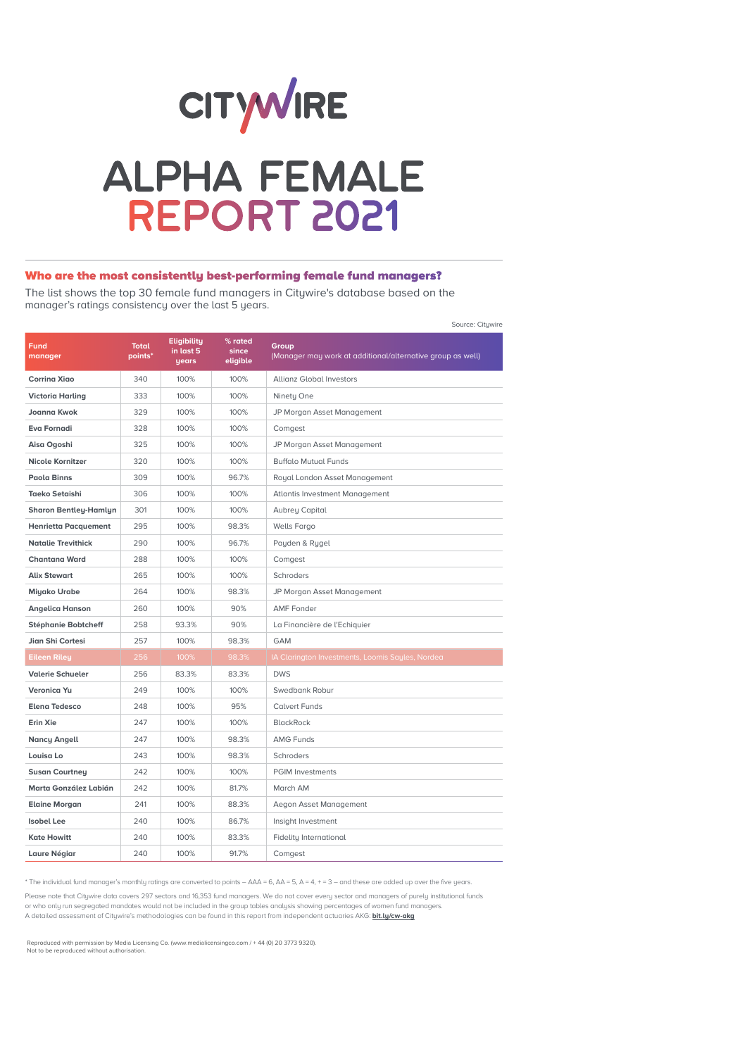# CITYWIRE

# ALPHA FEMALE REPORT 2021

## Who are the most consistently best-performing female fund managers?

The list shows the top 30 female fund managers in Citywire's database based on the manager's ratings consistency over the last 5 years.

Source: Citywire

| Fund manager | Total points* | Eligibility in last 5 years | % rated since eligible | Group (Manager may work at additional/alternative group as well) |
|---|---|---|---|---|
| Corrina Xiao | 340 | 100% | 100% | Allianz Global Investors |
| Victoria Harling | 333 | 100% | 100% | Ninety One |
| Joanna Kwok | 329 | 100% | 100% | JP Morgan Asset Management |
| Eva Fornadi | 328 | 100% | 100% | Comgest |
| Aisa Ogoshi | 325 | 100% | 100% | JP Morgan Asset Management |
| Nicole Kornitzer | 320 | 100% | 100% | Buffalo Mutual Funds |
| Paola Binns | 309 | 100% | 96.7% | Royal London Asset Management |
| Taeko Setaishi | 306 | 100% | 100% | Atlantis Investment Management |
| Sharon Bentley-Hamlyn | 301 | 100% | 100% | Aubrey Capital |
| Henrietta Pacquement | 295 | 100% | 98.3% | Wells Fargo |
| Natalie Trevithick | 290 | 100% | 96.7% | Payden & Rygel |
| Chantana Ward | 288 | 100% | 100% | Comgest |
| Alix Stewart | 265 | 100% | 100% | Schroders |
| Miyako Urabe | 264 | 100% | 98.3% | JP Morgan Asset Management |
| Angelica Hanson | 260 | 100% | 90% | AMF Fonder |
| Stéphanie Bobtcheff | 258 | 93.3% | 90% | La Financière de l'Echiquier |
| Jian Shi Cortesi | 257 | 100% | 98.3% | GAM |
| Eileen Riley | 256 | 100% | 98.3% | IA Clarington Investments, Loomis Sayles, Nordea |
| Valerie Schueler | 256 | 83.3% | 83.3% | DWS |
| Veronica Yu | 249 | 100% | 100% | Swedbank Robur |
| Elena Tedesco | 248 | 100% | 95% | Calvert Funds |
| Erin Xie | 247 | 100% | 100% | BlackRock |
| Nancy Angell | 247 | 100% | 98.3% | AMG Funds |
| Louisa Lo | 243 | 100% | 98.3% | Schroders |
| Susan Courtney | 242 | 100% | 100% | PGIM Investments |
| Marta González Labián | 242 | 100% | 81.7% | March AM |
| Elaine Morgan | 241 | 100% | 88.3% | Aegon Asset Management |
| Isobel Lee | 240 | 100% | 86.7% | Insight Investment |
| Kate Howitt | 240 | 100% | 83.3% | Fidelity International |
| Laure Négiar | 240 | 100% | 91.7% | Comgest |

* The individual fund manager's monthly ratings are converted to points – AAA = 6, AA = 5, A = 4, + = 3 – and these are added up over the five years.

Please note that Citywire data covers 297 sectors and 16,353 fund managers. We do not cover every sector and managers of purely institutional funds or who only run segregated mandates would not be included in the group tables analysis showing percentages of women fund managers. A detailed assessment of Citywire's methodologies can be found in this report from independent actuaries AKG: **bit.ly/cw-akg**

Reproduced with permission by Media Licensing Co. (www.medialicensingco.com / + 44 (0) 20 3773 9320). Not to be reproduced without authorisation.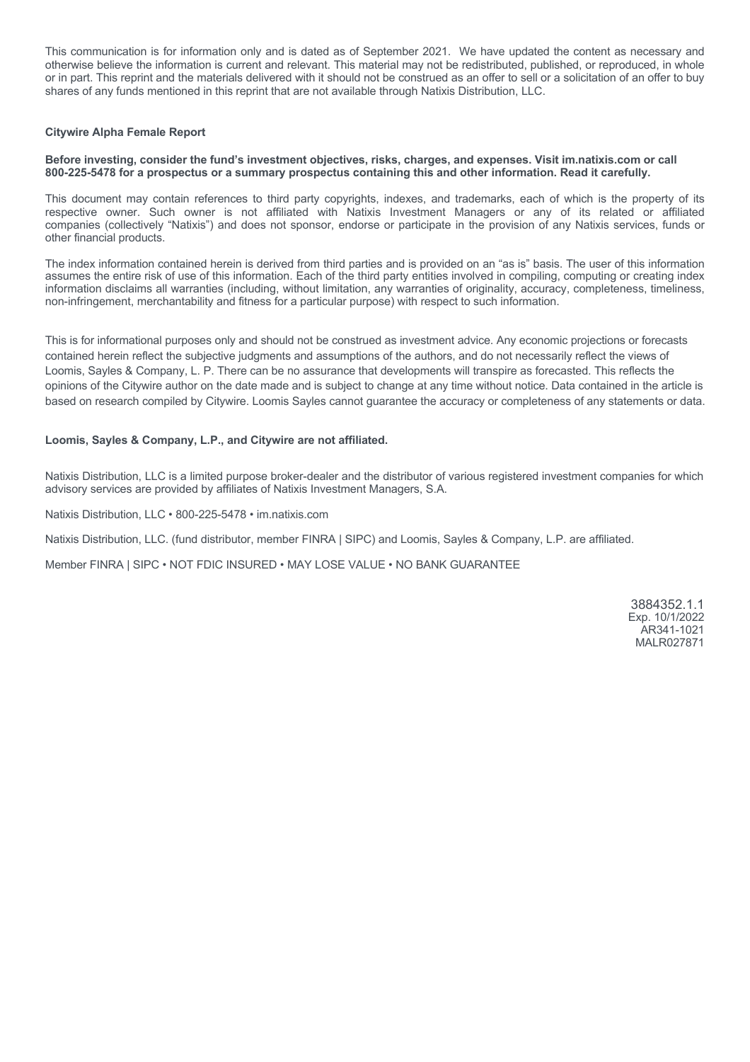This communication is for information only and is dated as of September 2021. We have updated the content as necessary and otherwise believe the information is current and relevant. This material may not be redistributed, published, or reproduced, in whole or in part. This reprint and the materials delivered with it should not be construed as an offer to sell or a solicitation of an offer to buy shares of any funds mentioned in this reprint that are not available through Natixis Distribution, LLC.

**Citywire Alpha Female Report**

**Before investing, consider the fund's investment objectives, risks, charges, and expenses. Visit im.natixis.com or call 800-225-5478 for a prospectus or a summary prospectus containing this and other information. Read it carefully.**

This document may contain references to third party copyrights, indexes, and trademarks, each of which is the property of its respective owner. Such owner is not affiliated with Natixis Investment Managers or any of its related or affiliated companies (collectively "Natixis") and does not sponsor, endorse or participate in the provision of any Natixis services, funds or other financial products.

The index information contained herein is derived from third parties and is provided on an "as is" basis. The user of this information assumes the entire risk of use of this information. Each of the third party entities involved in compiling, computing or creating index information disclaims all warranties (including, without limitation, any warranties of originality, accuracy, completeness, timeliness, non-infringement, merchantability and fitness for a particular purpose) with respect to such information.

This is for informational purposes only and should not be construed as investment advice. Any economic projections or forecasts contained herein reflect the subjective judgments and assumptions of the authors, and do not necessarily reflect the views of Loomis, Sayles & Company, L. P. There can be no assurance that developments will transpire as forecasted. This reflects the opinions of the Citywire author on the date made and is subject to change at any time without notice. Data contained in the article is based on research compiled by Citywire. Loomis Sayles cannot guarantee the accuracy or completeness of any statements or data.

**Loomis, Sayles & Company, L.P., and Citywire are not affiliated.**

Natixis Distribution, LLC is a limited purpose broker-dealer and the distributor of various registered investment companies for which advisory services are provided by affiliates of Natixis Investment Managers, S.A.

Natixis Distribution, LLC • 800-225-5478 • im.natixis.com

Natixis Distribution, LLC. (fund distributor, member FINRA | SIPC) and Loomis, Sayles & Company, L.P. are affiliated.

Member FINRA | SIPC • NOT FDIC INSURED • MAY LOSE VALUE • NO BANK GUARANTEE

3884352.1.1
Exp. 10/1/2022
AR341-1021
MALR027871